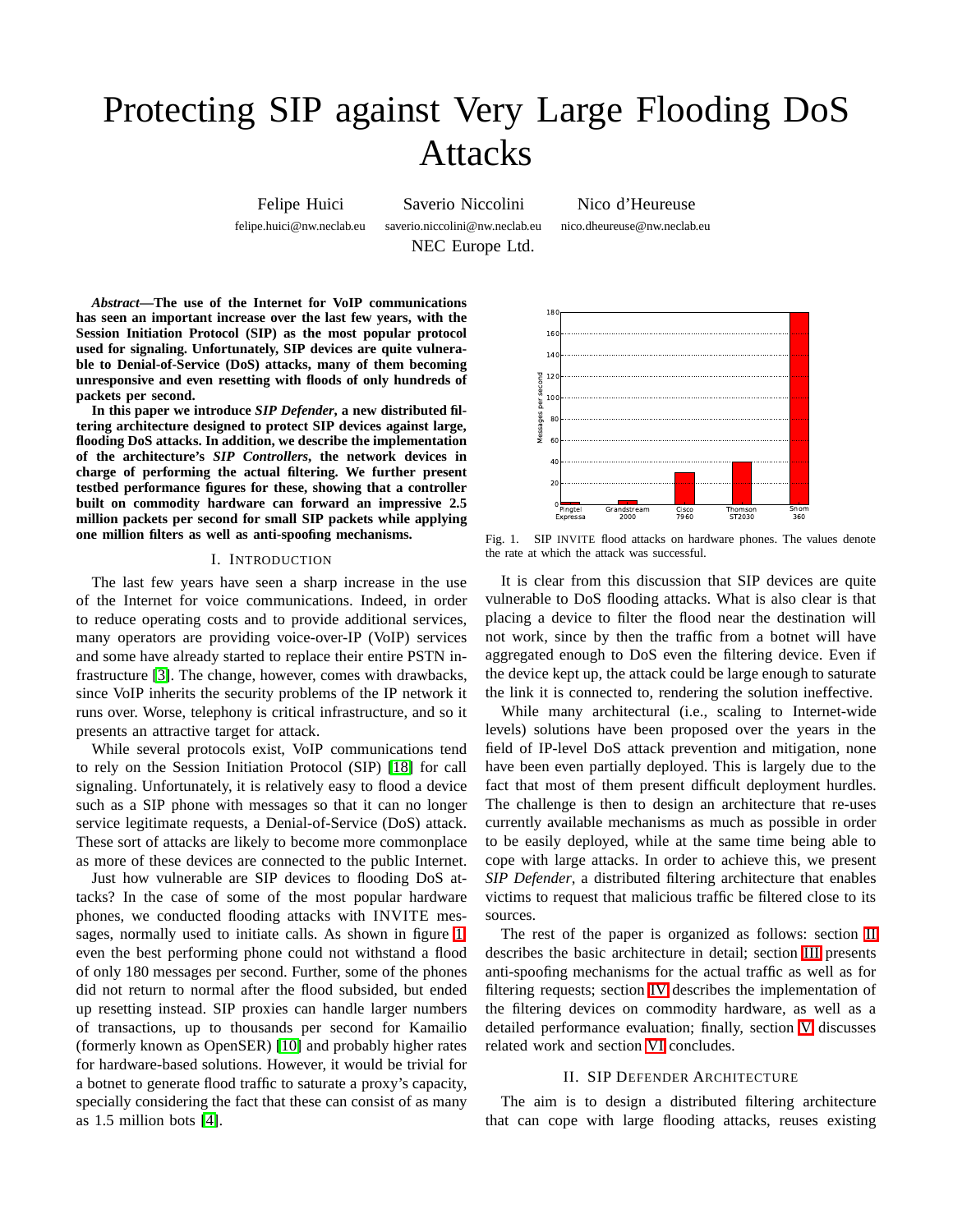# Protecting SIP against Very Large Flooding DoS Attacks

Felipe Huici
felipe.huici@nw.neclab.eu

Saverio Niccolini
saverio.niccolini@nw.neclab.eu

Nico d'Heureuse
nico.dheureuse@nw.neclab.eu

NEC Europe Ltd.

***Abstract*—The use of the Internet for VoIP communications has seen an important increase over the last few years, with the Session Initiation Protocol (SIP) as the most popular protocol used for signaling. Unfortunately, SIP devices are quite vulnerable to Denial-of-Service (DoS) attacks, many of them becoming unresponsive and even resetting with floods of only hundreds of packets per second.**

**In this paper we introduce *SIP Defender*, a new distributed filtering architecture designed to protect SIP devices against large, flooding DoS attacks. In addition, we describe the implementation of the architecture's *SIP Controllers*, the network devices in charge of performing the actual filtering. We further present testbed performance figures for these, showing that a controller built on commodity hardware can forward an impressive 2.5 million packets per second for small SIP packets while applying one million filters as well as anti-spoofing mechanisms.**

## I. Introduction

The last few years have seen a sharp increase in the use of the Internet for voice communications. Indeed, in order to reduce operating costs and to provide additional services, many operators are providing voice-over-IP (VoIP) services and some have already started to replace their entire PSTN infrastructure [3]. The change, however, comes with drawbacks, since VoIP inherits the security problems of the IP network it runs over. Worse, telephony is critical infrastructure, and so it presents an attractive target for attack.

While several protocols exist, VoIP communications tend to rely on the Session Initiation Protocol (SIP) [18] for call signaling. Unfortunately, it is relatively easy to flood a device such as a SIP phone with messages so that it can no longer service legitimate requests, a Denial-of-Service (DoS) attack. These sort of attacks are likely to become more commonplace as more of these devices are connected to the public Internet.

Just how vulnerable are SIP devices to flooding DoS attacks? In the case of some of the most popular hardware phones, we conducted flooding attacks with INVITE messages, normally used to initiate calls. As shown in figure 1 even the best performing phone could not withstand a flood of only 180 messages per second. Further, some of the phones did not return to normal after the flood subsided, but ended up resetting instead. SIP proxies can handle larger numbers of transactions, up to thousands per second for Kamailio (formerly known as OpenSER) [10] and probably higher rates for hardware-based solutions. However, it would be trivial for a botnet to generate flood traffic to saturate a proxy's capacity, specially considering the fact that these can consist of as many as 1.5 million bots [4].

Messages per second
180
160
140
120
100
80
60
40
20
0
Pingtel Expressa
Grandstream 2000
Cisco 7960
Thomson ST2030
Snom 360

Fig. 1. SIP INVITE flood attacks on hardware phones. The values denote the rate at which the attack was successful.

It is clear from this discussion that SIP devices are quite vulnerable to DoS flooding attacks. What is also clear is that placing a device to filter the flood near the destination will not work, since by then the traffic from a botnet will have aggregated enough to DoS even the filtering device. Even if the device kept up, the attack could be large enough to saturate the link it is connected to, rendering the solution ineffective.

While many architectural (i.e., scaling to Internet-wide levels) solutions have been proposed over the years in the field of IP-level DoS attack prevention and mitigation, none have been even partially deployed. This is largely due to the fact that most of them present difficult deployment hurdles. The challenge is then to design an architecture that re-uses currently available mechanisms as much as possible in order to be easily deployed, while at the same time being able to cope with large attacks. In order to achieve this, we present *SIP Defender*, a distributed filtering architecture that enables victims to request that malicious traffic be filtered close to its sources.

The rest of the paper is organized as follows: section II describes the basic architecture in detail; section III presents anti-spoofing mechanisms for the actual traffic as well as for filtering requests; section IV describes the implementation of the filtering devices on commodity hardware, as well as a detailed performance evaluation; finally, section V discusses related work and section VI concludes.

## II. SIP Defender Architecture

The aim is to design a distributed filtering architecture that can cope with large flooding attacks, reuses existing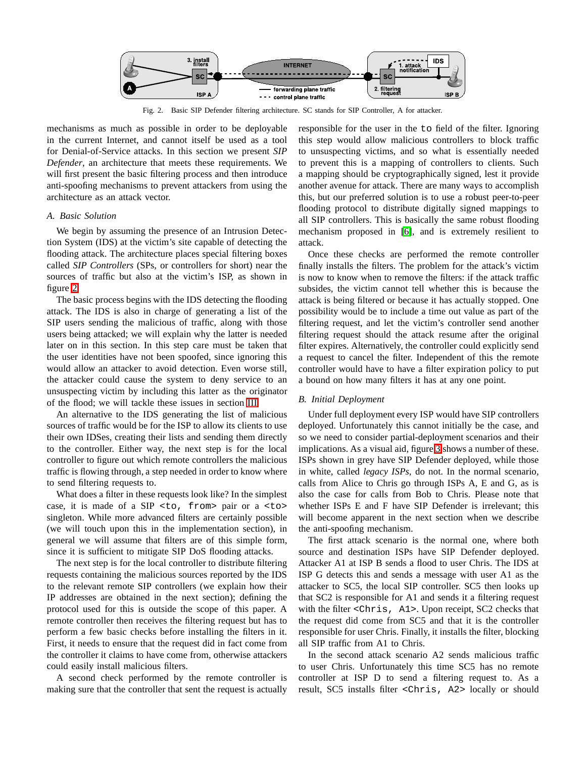3. install filters

SC

A

ISP A

INTERNET

forwarding plane traffic

control plane traffic

SC

1. attack notification

IDS

2. filtering request

ISP B

Fig. 2. Basic SIP Defender filtering architecture. SC stands for SIP Controller, A for attacker.

mechanisms as much as possible in order to be deployable in the current Internet, and cannot itself be used as a tool for Denial-of-Service attacks. In this section we present *SIP Defender*, an architecture that meets these requirements. We will first present the basic filtering process and then introduce anti-spoofing mechanisms to prevent attackers from using the architecture as an attack vector.

### A. Basic Solution

We begin by assuming the presence of an Intrusion Detection System (IDS) at the victim's site capable of detecting the flooding attack. The architecture places special filtering boxes called *SIP Controllers* (SPs, or controllers for short) near the sources of traffic but also at the victim's ISP, as shown in figure 2.

The basic process begins with the IDS detecting the flooding attack. The IDS is also in charge of generating a list of the SIP users sending the malicious of traffic, along with those users being attacked; we will explain why the latter is needed later on in this section. In this step care must be taken that the user identities have not been spoofed, since ignoring this would allow an attacker to avoid detection. Even worse still, the attacker could cause the system to deny service to an unsuspecting victim by including this latter as the originator of the flood; we will tackle these issues in section III.

An alternative to the IDS generating the list of malicious sources of traffic would be for the ISP to allow its clients to use their own IDSes, creating their lists and sending them directly to the controller. Either way, the next step is for the local controller to figure out which remote controllers the malicious traffic is flowing through, a step needed in order to know where to send filtering requests to.

What does a filter in these requests look like? In the simplest case, it is made of a SIP `<to, from>` pair or a `<to>` singleton. While more advanced filters are certainly possible (we will touch upon this in the implementation section), in general we will assume that filters are of this simple form, since it is sufficient to mitigate SIP DoS flooding attacks.

The next step is for the local controller to distribute filtering requests containing the malicious sources reported by the IDS to the relevant remote SIP controllers (we explain how their IP addresses are obtained in the next section); defining the protocol used for this is outside the scope of this paper. A remote controller then receives the filtering request but has to perform a few basic checks before installing the filters in it. First, it needs to ensure that the request did in fact come from the controller it claims to have come from, otherwise attackers could easily install malicious filters.

A second check performed by the remote controller is making sure that the controller that sent the request is actually responsible for the user in the `to` field of the filter. Ignoring this step would allow malicious controllers to block traffic to unsuspecting victims, and so what is essentially needed to prevent this is a mapping of controllers to clients. Such a mapping should be cryptographically signed, lest it provide another avenue for attack. There are many ways to accomplish this, but our preferred solution is to use a robust peer-to-peer flooding protocol to distribute digitally signed mappings to all SIP controllers. This is basically the same robust flooding mechanism proposed in [6], and is extremely resilient to attack.

Once these checks are performed the remote controller finally installs the filters. The problem for the attack's victim is now to know when to remove the filters: if the attack traffic subsides, the victim cannot tell whether this is because the attack is being filtered or because it has actually stopped. One possibility would be to include a time out value as part of the filtering request, and let the victim's controller send another filtering request should the attack resume after the original filter expires. Alternatively, the controller could explicitly send a request to cancel the filter. Independent of this the remote controller would have to have a filter expiration policy to put a bound on how many filters it has at any one point.

### B. Initial Deployment

Under full deployment every ISP would have SIP controllers deployed. Unfortunately this cannot initially be the case, and so we need to consider partial-deployment scenarios and their implications. As a visual aid, figure 3 shows a number of these. ISPs shown in grey have SIP Defender deployed, while those in white, called *legacy ISPs*, do not. In the normal scenario, calls from Alice to Chris go through ISPs A, E and G, as is also the case for calls from Bob to Chris. Please note that whether ISPs E and F have SIP Defender is irrelevant; this will become apparent in the next section when we describe the anti-spoofing mechanism.

The first attack scenario is the normal one, where both source and destination ISPs have SIP Defender deployed. Attacker A1 at ISP B sends a flood to user Chris. The IDS at ISP G detects this and sends a message with user A1 as the attacker to SC5, the local SIP controller. SC5 then looks up that SC2 is responsible for A1 and sends it a filtering request with the filter `<Chris, A1>`. Upon receipt, SC2 checks that the request did come from SC5 and that it is the controller responsible for user Chris. Finally, it installs the filter, blocking all SIP traffic from A1 to Chris.

In the second attack scenario A2 sends malicious traffic to user Chris. Unfortunately this time SC5 has no remote controller at ISP D to send a filtering request to. As a result, SC5 installs filter `<Chris, A2>` locally or should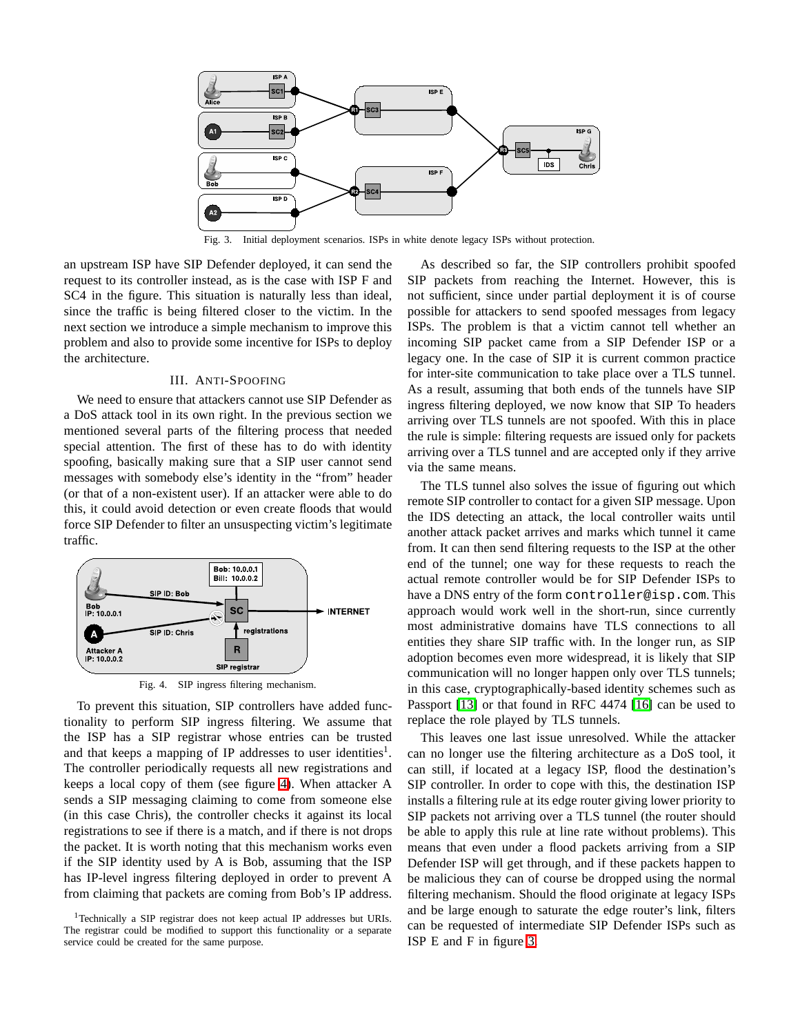Fig. 3. Initial deployment scenarios. ISPs in white denote legacy ISPs without protection.

an upstream ISP have SIP Defender deployed, it can send the request to its controller instead, as is the case with ISP F and SC4 in the figure. This situation is naturally less than ideal, since the traffic is being filtered closer to the victim. In the next section we introduce a simple mechanism to improve this problem and also to provide some incentive for ISPs to deploy the architecture.

## III. Anti-Spoofing

We need to ensure that attackers cannot use SIP Defender as a DoS attack tool in its own right. In the previous section we mentioned several parts of the filtering process that needed special attention. The first of these has to do with identity spoofing, basically making sure that a SIP user cannot send messages with somebody else's identity in the "from" header (or that of a non-existent user). If an attacker were able to do this, it could avoid detection or even create floods that would force SIP Defender to filter an unsuspecting victim's legitimate traffic.

Fig. 4. SIP ingress filtering mechanism.

To prevent this situation, SIP controllers have added functionality to perform SIP ingress filtering. We assume that the ISP has a SIP registrar whose entries can be trusted and that keeps a mapping of IP addresses to user identities[1]. The controller periodically requests all new registrations and keeps a local copy of them (see figure 4). When attacker A sends a SIP messaging claiming to come from someone else (in this case Chris), the controller checks it against its local registrations to see if there is a match, and if there is not drops the packet. It is worth noting that this mechanism works even if the SIP identity used by A is Bob, assuming that the ISP has IP-level ingress filtering deployed in order to prevent A from claiming that packets are coming from Bob's IP address.

[1]Technically a SIP registrar does not keep actual IP addresses but URIs. The registrar could be modified to support this functionality or a separate service could be created for the same purpose.

As described so far, the SIP controllers prohibit spoofed SIP packets from reaching the Internet. However, this is not sufficient, since under partial deployment it is of course possible for attackers to send spoofed messages from legacy ISPs. The problem is that a victim cannot tell whether an incoming SIP packet came from a SIP Defender ISP or a legacy one. In the case of SIP it is current common practice for inter-site communication to take place over a TLS tunnel. As a result, assuming that both ends of the tunnels have SIP ingress filtering deployed, we now know that SIP To headers arriving over TLS tunnels are not spoofed. With this in place the rule is simple: filtering requests are issued only for packets arriving over a TLS tunnel and are accepted only if they arrive via the same means.

The TLS tunnel also solves the issue of figuring out which remote SIP controller to contact for a given SIP message. Upon the IDS detecting an attack, the local controller waits until another attack packet arrives and marks which tunnel it came from. It can then send filtering requests to the ISP at the other end of the tunnel; one way for these requests to reach the actual remote controller would be for SIP Defender ISPs to have a DNS entry of the form `controller@isp.com`. This approach would work well in the short-run, since currently most administrative domains have TLS connections to all entities they share SIP traffic with. In the longer run, as SIP adoption becomes even more widespread, it is likely that SIP communication will no longer happen only over TLS tunnels; in this case, cryptographically-based identity schemes such as Passport [13] or that found in RFC 4474 [16] can be used to replace the role played by TLS tunnels.

This leaves one last issue unresolved. While the attacker can no longer use the filtering architecture as a DoS tool, it can still, if located at a legacy ISP, flood the destination's SIP controller. In order to cope with this, the destination ISP installs a filtering rule at its edge router giving lower priority to SIP packets not arriving over a TLS tunnel (the router should be able to apply this rule at line rate without problems). This means that even under a flood packets arriving from a SIP Defender ISP will get through, and if these packets happen to be malicious they can of course be dropped using the normal filtering mechanism. Should the flood originate at legacy ISPs and be large enough to saturate the edge router's link, filters can be requested of intermediate SIP Defender ISPs such as ISP E and F in figure 3.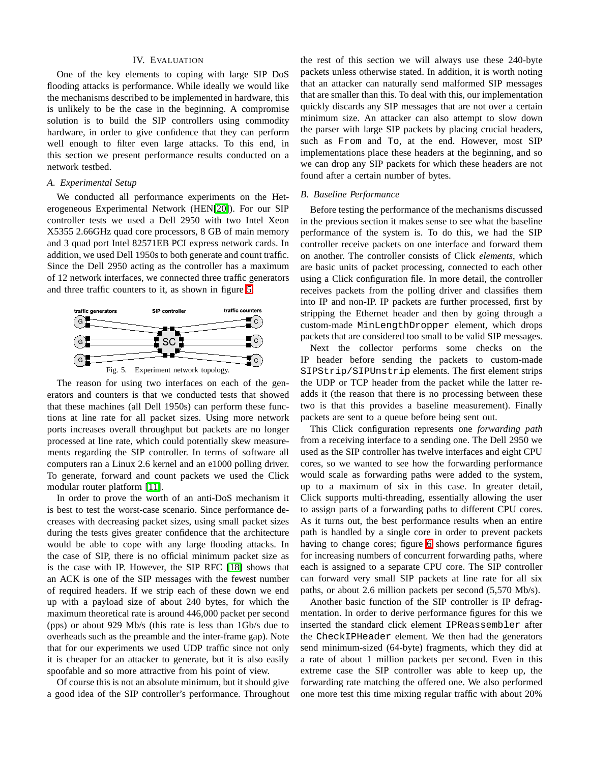## IV. Evaluation

One of the key elements to coping with large SIP DoS flooding attacks is performance. While ideally we would like the mechanisms described to be implemented in hardware, this is unlikely to be the case in the beginning. A compromise solution is to build the SIP controllers using commodity hardware, in order to give confidence that they can perform well enough to filter even large attacks. To this end, in this section we present performance results conducted on a network testbed.

### A. Experimental Setup

We conducted all performance experiments on the Heterogeneous Experimental Network (HEN[20]). For our SIP controller tests we used a Dell 2950 with two Intel Xeon X5355 2.66GHz quad core processors, 8 GB of main memory and 3 quad port Intel 82571EB PCI express network cards. In addition, we used Dell 1950s to both generate and count traffic. Since the Dell 2950 acting as the controller has a maximum of 12 network interfaces, we connected three traffic generators and three traffic counters to it, as shown in figure 5.

traffic generators
SIP controller
traffic counters
G
G
G
SC
C
C
C

Fig. 5. Experiment network topology.

The reason for using two interfaces on each of the generators and counters is that we conducted tests that showed that these machines (all Dell 1950s) can perform these functions at line rate for all packet sizes. Using more network ports increases overall throughput but packets are no longer processed at line rate, which could potentially skew measurements regarding the SIP controller. In terms of software all computers ran a Linux 2.6 kernel and an e1000 polling driver. To generate, forward and count packets we used the Click modular router platform [11].

In order to prove the worth of an anti-DoS mechanism it is best to test the worst-case scenario. Since performance decreases with decreasing packet sizes, using small packet sizes during the tests gives greater confidence that the architecture would be able to cope with any large flooding attacks. In the case of SIP, there is no official minimum packet size as is the case with IP. However, the SIP RFC [18] shows that an ACK is one of the SIP messages with the fewest number of required headers. If we strip each of these down we end up with a payload size of about 240 bytes, for which the maximum theoretical rate is around 446,000 packet per second (pps) or about 929 Mb/s (this rate is less than 1Gb/s due to overheads such as the preamble and the inter-frame gap). Note that for our experiments we used UDP traffic since not only it is cheaper for an attacker to generate, but it is also easily spoofable and so more attractive from his point of view.

Of course this is not an absolute minimum, but it should give a good idea of the SIP controller's performance. Throughout the rest of this section we will always use these 240-byte packets unless otherwise stated. In addition, it is worth noting that an attacker can naturally send malformed SIP messages that are smaller than this. To deal with this, our implementation quickly discards any SIP messages that are not over a certain minimum size. An attacker can also attempt to slow down the parser with large SIP packets by placing crucial headers, such as `From` and `To`, at the end. However, most SIP implementations place these headers at the beginning, and so we can drop any SIP packets for which these headers are not found after a certain number of bytes.

### B. Baseline Performance

Before testing the performance of the mechanisms discussed in the previous section it makes sense to see what the baseline performance of the system is. To do this, we had the SIP controller receive packets on one interface and forward them on another. The controller consists of Click *elements*, which are basic units of packet processing, connected to each other using a Click configuration file. In more detail, the controller receives packets from the polling driver and classifies them into IP and non-IP. IP packets are further processed, first by stripping the Ethernet header and then by going through a custom-made `MinLengthDropper` element, which drops packets that are considered too small to be valid SIP messages.

Next the collector performs some checks on the IP header before sending the packets to custom-made `SIPStrip/SIPUnstrip` elements. The first element strips the UDP or TCP header from the packet while the latter re-adds it (the reason that there is no processing between these two is that this provides a baseline measurement). Finally packets are sent to a queue before being sent out.

This Click configuration represents one *forwarding path* from a receiving interface to a sending one. The Dell 2950 we used as the SIP controller has twelve interfaces and eight CPU cores, so we wanted to see how the forwarding performance would scale as forwarding paths were added to the system, up to a maximum of six in this case. In greater detail, Click supports multi-threading, essentially allowing the user to assign parts of a forwarding paths to different CPU cores. As it turns out, the best performance results when an entire path is handled by a single core in order to prevent packets having to change cores; figure 6 shows performance figures for increasing numbers of concurrent forwarding paths, where each is assigned to a separate CPU core. The SIP controller can forward very small SIP packets at line rate for all six paths, or about 2.6 million packets per second (5,570 Mb/s).

Another basic function of the SIP controller is IP defragmentation. In order to derive performance figures for this we inserted the standard click element `IPReassembler` after the `CheckIPHeader` element. We then had the generators send minimum-sized (64-byte) fragments, which they did at a rate of about 1 million packets per second. Even in this extreme case the SIP controller was able to keep up, the forwarding rate matching the offered one. We also performed one more test this time mixing regular traffic with about 20%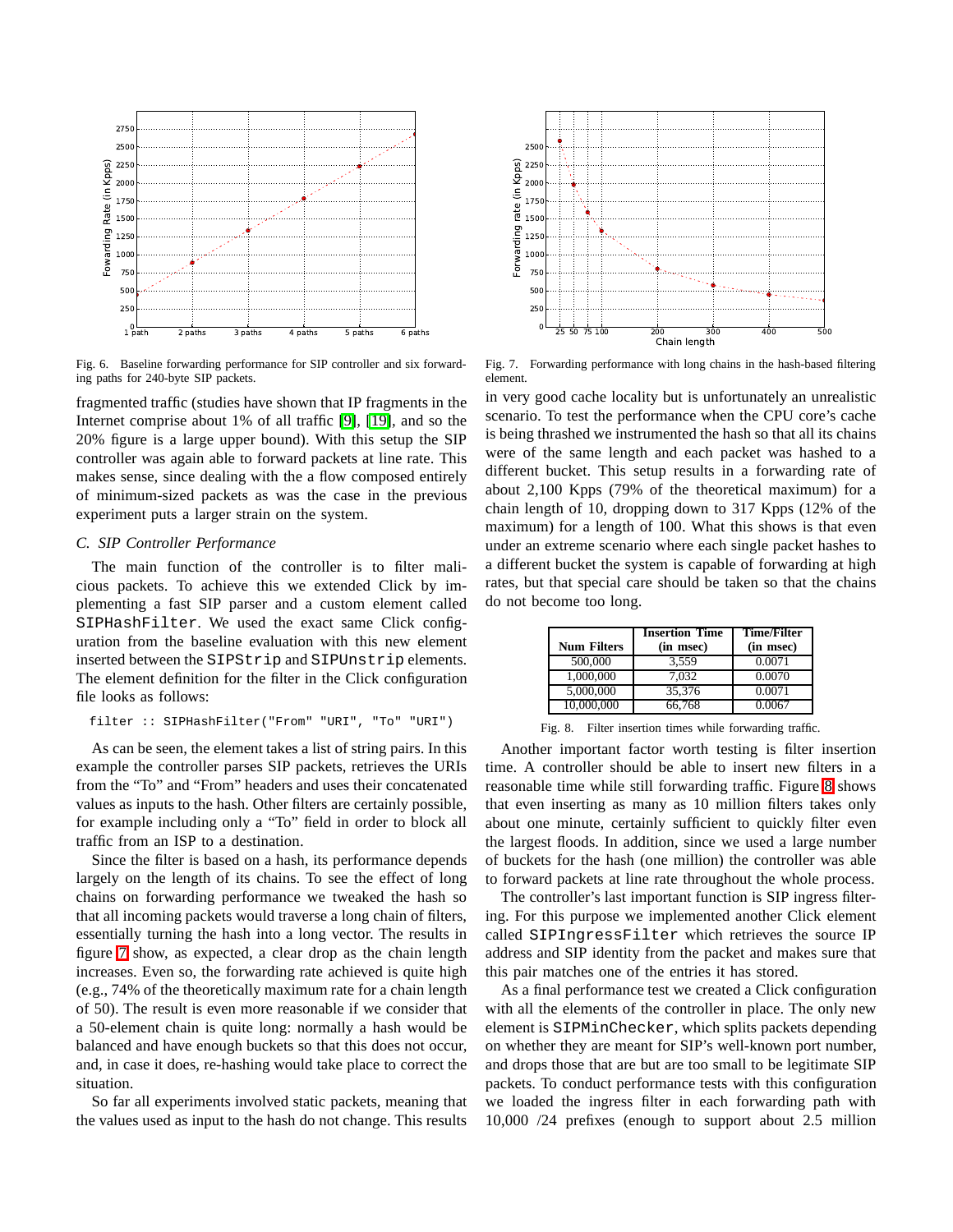Fowarding Rate (in Kpps)

2750
2500
2250
2000
1750
1500
1250
1000
750
500
250
0

1 path
2 paths
3 paths
4 paths
5 paths
6 paths

Fig. 6. Baseline forwarding performance for SIP controller and six forwarding paths for 240-byte SIP packets.

Forwarding rate (in Kpps)

2500
2250
2000
1750
1500
1250
1000
750
500
250
0

25 50 75 100
200
300
400
500
Chain length

Fig. 7. Forwarding performance with long chains in the hash-based filtering element.

fragmented traffic (studies have shown that IP fragments in the Internet comprise about 1% of all traffic [9], [19], and so the 20% figure is a large upper bound). With this setup the SIP controller was again able to forward packets at line rate. This makes sense, since dealing with the a flow composed entirely of minimum-sized packets as was the case in the previous experiment puts a larger strain on the system.

### C. SIP Controller Performance

The main function of the controller is to filter malicious packets. To achieve this we extended Click by implementing a fast SIP parser and a custom element called SIPHashFilter. We used the exact same Click configuration from the baseline evaluation with this new element inserted between the SIPStrip and SIPUnstrip elements. The element definition for the filter in the Click configuration file looks as follows:

```
filter :: SIPHashFilter("From" "URI", "To" "URI")
```

As can be seen, the element takes a list of string pairs. In this example the controller parses SIP packets, retrieves the URIs from the "To" and "From" headers and uses their concatenated values as inputs to the hash. Other filters are certainly possible, for example including only a "To" field in order to block all traffic from an ISP to a destination.

Since the filter is based on a hash, its performance depends largely on the length of its chains. To see the effect of long chains on forwarding performance we tweaked the hash so that all incoming packets would traverse a long chain of filters, essentially turning the hash into a long vector. The results in figure 7 show, as expected, a clear drop as the chain length increases. Even so, the forwarding rate achieved is quite high (e.g., 74% of the theoretically maximum rate for a chain length of 50). The result is even more reasonable if we consider that a 50-element chain is quite long: normally a hash would be balanced and have enough buckets so that this does not occur, and, in case it does, re-hashing would take place to correct the situation.

So far all experiments involved static packets, meaning that the values used as input to the hash do not change. This results in very good cache locality but is unfortunately an unrealistic scenario. To test the performance when the CPU core's cache is being thrashed we instrumented the hash so that all its chains were of the same length and each packet was hashed to a different bucket. This setup results in a forwarding rate of about 2,100 Kpps (79% of the theoretical maximum) for a chain length of 10, dropping down to 317 Kpps (12% of the maximum) for a length of 100. What this shows is that even under an extreme scenario where each single packet hashes to a different bucket the system is capable of forwarding at high rates, but that special care should be taken so that the chains do not become too long.

| Num Filters | Insertion Time (in msec) | Time/Filter (in msec) |
|---|---|---|
| 500,000 | 3,559 | 0.0071 |
| 1,000,000 | 7,032 | 0.0070 |
| 5,000,000 | 35,376 | 0.0071 |
| 10,000,000 | 66,768 | 0.0067 |

Fig. 8. Filter insertion times while forwarding traffic.

Another important factor worth testing is filter insertion time. A controller should be able to insert new filters in a reasonable time while still forwarding traffic. Figure 8 shows that even inserting as many as 10 million filters takes only about one minute, certainly sufficient to quickly filter even the largest floods. In addition, since we used a large number of buckets for the hash (one million) the controller was able to forward packets at line rate throughout the whole process.

The controller's last important function is SIP ingress filtering. For this purpose we implemented another Click element called SIPIngressFilter which retrieves the source IP address and SIP identity from the packet and makes sure that this pair matches one of the entries it has stored.

As a final performance test we created a Click configuration with all the elements of the controller in place. The only new element is SIPMinChecker, which splits packets depending on whether they are meant for SIP's well-known port number, and drops those that are but are too small to be legitimate SIP packets. To conduct performance tests with this configuration we loaded the ingress filter in each forwarding path with 10,000 /24 prefixes (enough to support about 2.5 million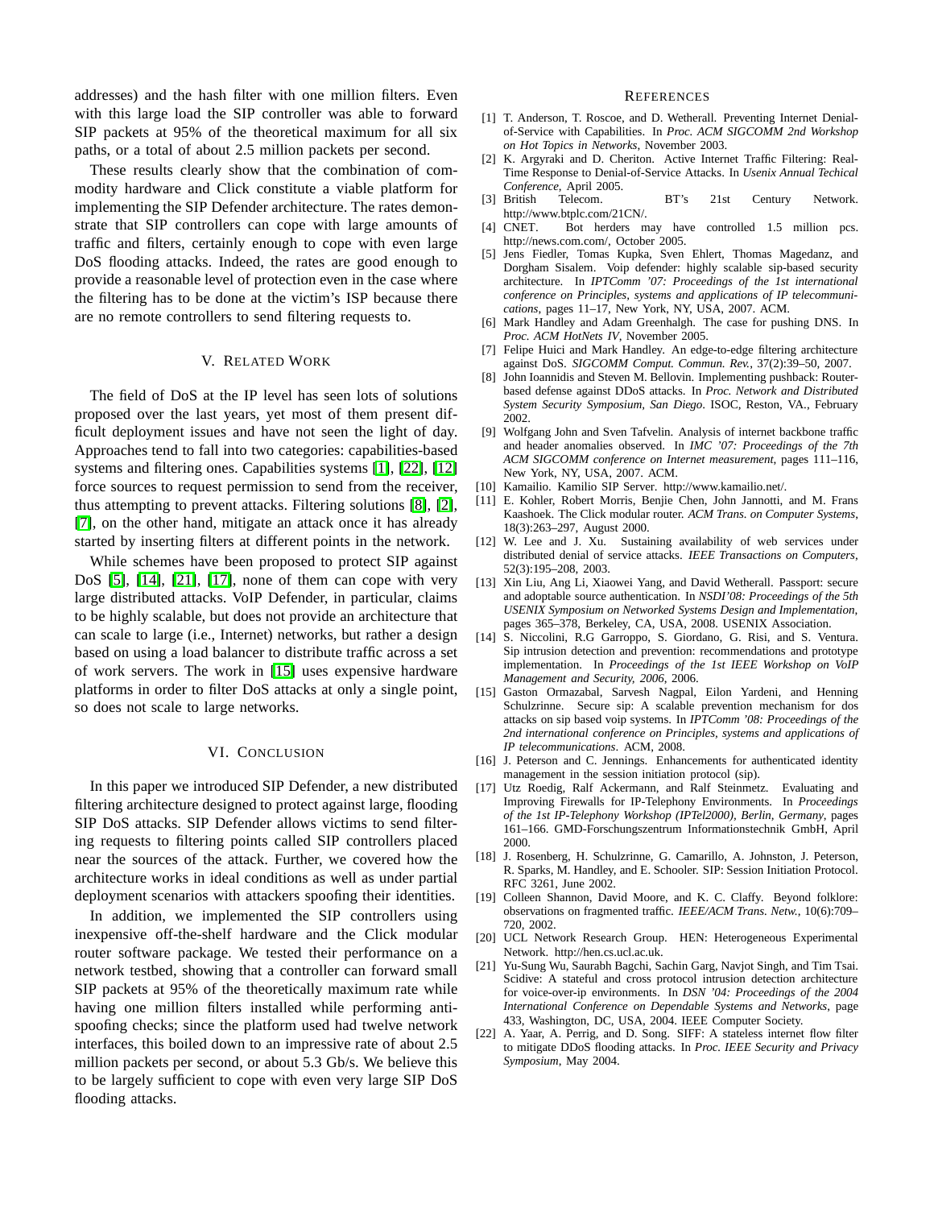addresses) and the hash filter with one million filters. Even with this large load the SIP controller was able to forward SIP packets at 95% of the theoretical maximum for all six paths, or a total of about 2.5 million packets per second.

These results clearly show that the combination of commodity hardware and Click constitute a viable platform for implementing the SIP Defender architecture. The rates demonstrate that SIP controllers can cope with large amounts of traffic and filters, certainly enough to cope with even large DoS flooding attacks. Indeed, the rates are good enough to provide a reasonable level of protection even in the case where the filtering has to be done at the victim's ISP because there are no remote controllers to send filtering requests to.

## V. Related Work

The field of DoS at the IP level has seen lots of solutions proposed over the last years, yet most of them present difficult deployment issues and have not seen the light of day. Approaches tend to fall into two categories: capabilities-based systems and filtering ones. Capabilities systems [1], [22], [12] force sources to request permission to send from the receiver, thus attempting to prevent attacks. Filtering solutions [8], [2], [7], on the other hand, mitigate an attack once it has already started by inserting filters at different points in the network.

While schemes have been proposed to protect SIP against DoS [5], [14], [21], [17], none of them can cope with very large distributed attacks. VoIP Defender, in particular, claims to be highly scalable, but does not provide an architecture that can scale to large (i.e., Internet) networks, but rather a design based on using a load balancer to distribute traffic across a set of work servers. The work in [15] uses expensive hardware platforms in order to filter DoS attacks at only a single point, so does not scale to large networks.

## VI. Conclusion

In this paper we introduced SIP Defender, a new distributed filtering architecture designed to protect against large, flooding SIP DoS attacks. SIP Defender allows victims to send filtering requests to filtering points called SIP controllers placed near the sources of the attack. Further, we covered how the architecture works in ideal conditions as well as under partial deployment scenarios with attackers spoofing their identities.

In addition, we implemented the SIP controllers using inexpensive off-the-shelf hardware and the Click modular router software package. We tested their performance on a network testbed, showing that a controller can forward small SIP packets at 95% of the theoretically maximum rate while having one million filters installed while performing anti-spoofing checks; since the platform used had twelve network interfaces, this boiled down to an impressive rate of about 2.5 million packets per second, or about 5.3 Gb/s. We believe this to be largely sufficient to cope with even very large SIP DoS flooding attacks.

## References

[1] T. Anderson, T. Roscoe, and D. Wetherall. Preventing Internet Denial-of-Service with Capabilities. In *Proc. ACM SIGCOMM 2nd Workshop on Hot Topics in Networks*, November 2003.

[2] K. Argyraki and D. Cheriton. Active Internet Traffic Filtering: Real-Time Response to Denial-of-Service Attacks. In *Usenix Annual Techical Conference*, April 2005.

[3] British Telecom. BT's 21st Century Network. http://www.btplc.com/21CN/.

[4] CNET. Bot herders may have controlled 1.5 million pcs. http://news.com.com/, October 2005.

[5] Jens Fiedler, Tomas Kupka, Sven Ehlert, Thomas Magedanz, and Dorgham Sisalem. Voip defender: highly scalable sip-based security architecture. In *IPTComm '07: Proceedings of the 1st international conference on Principles, systems and applications of IP telecommunications*, pages 11–17, New York, NY, USA, 2007. ACM.

[6] Mark Handley and Adam Greenhalgh. The case for pushing DNS. In *Proc. ACM HotNets IV*, November 2005.

[7] Felipe Huici and Mark Handley. An edge-to-edge filtering architecture against DoS. *SIGCOMM Comput. Commun. Rev.*, 37(2):39–50, 2007.

[8] John Ioannidis and Steven M. Bellovin. Implementing pushback: Router-based defense against DDoS attacks. In *Proc. Network and Distributed System Security Symposium, San Diego*. ISOC, Reston, VA., February 2002.

[9] Wolfgang John and Sven Tafvelin. Analysis of internet backbone traffic and header anomalies observed. In *IMC '07: Proceedings of the 7th ACM SIGCOMM conference on Internet measurement*, pages 111–116, New York, NY, USA, 2007. ACM.

[10] Kamailio. Kamilio SIP Server. http://www.kamailio.net/.

[11] E. Kohler, Robert Morris, Benjie Chen, John Jannotti, and M. Frans Kaashoek. The Click modular router. *ACM Trans. on Computer Systems*, 18(3):263–297, August 2000.

[12] W. Lee and J. Xu. Sustaining availability of web services under distributed denial of service attacks. *IEEE Transactions on Computers*, 52(3):195–208, 2003.

[13] Xin Liu, Ang Li, Xiaowei Yang, and David Wetherall. Passport: secure and adoptable source authentication. In *NSDI'08: Proceedings of the 5th USENIX Symposium on Networked Systems Design and Implementation*, pages 365–378, Berkeley, CA, USA, 2008. USENIX Association.

[14] S. Niccolini, R.G Garroppo, S. Giordano, G. Risi, and S. Ventura. Sip intrusion detection and prevention: recommendations and prototype implementation. In *Proceedings of the 1st IEEE Workshop on VoIP Management and Security, 2006*, 2006.

[15] Gaston Ormazabal, Sarvesh Nagpal, Eilon Yardeni, and Henning Schulzrinne. Secure sip: A scalable prevention mechanism for dos attacks on sip based voip systems. In *IPTComm '08: Proceedings of the 2nd international conference on Principles, systems and applications of IP telecommunications*. ACM, 2008.

[16] J. Peterson and C. Jennings. Enhancements for authenticated identity management in the session initiation protocol (sip).

[17] Utz Roedig, Ralf Ackermann, and Ralf Steinmetz. Evaluating and Improving Firewalls for IP-Telephony Environments. In *Proceedings of the 1st IP-Telephony Workshop (IPTel2000), Berlin, Germany*, pages 161–166. GMD-Forschungszentrum Informationstechnik GmbH, April 2000.

[18] J. Rosenberg, H. Schulzrinne, G. Camarillo, A. Johnston, J. Peterson, R. Sparks, M. Handley, and E. Schooler. SIP: Session Initiation Protocol. RFC 3261, June 2002.

[19] Colleen Shannon, David Moore, and K. C. Claffy. Beyond folklore: observations on fragmented traffic. *IEEE/ACM Trans. Netw.*, 10(6):709–720, 2002.

[20] UCL Network Research Group. HEN: Heterogeneous Experimental Network. http://hen.cs.ucl.ac.uk.

[21] Yu-Sung Wu, Saurabh Bagchi, Sachin Garg, Navjot Singh, and Tim Tsai. Scidive: A stateful and cross protocol intrusion detection architecture for voice-over-ip environments. In *DSN '04: Proceedings of the 2004 International Conference on Dependable Systems and Networks*, page 433, Washington, DC, USA, 2004. IEEE Computer Society.

[22] A. Yaar, A. Perrig, and D. Song. SIFF: A stateless internet flow filter to mitigate DDoS flooding attacks. In *Proc. IEEE Security and Privacy Symposium*, May 2004.